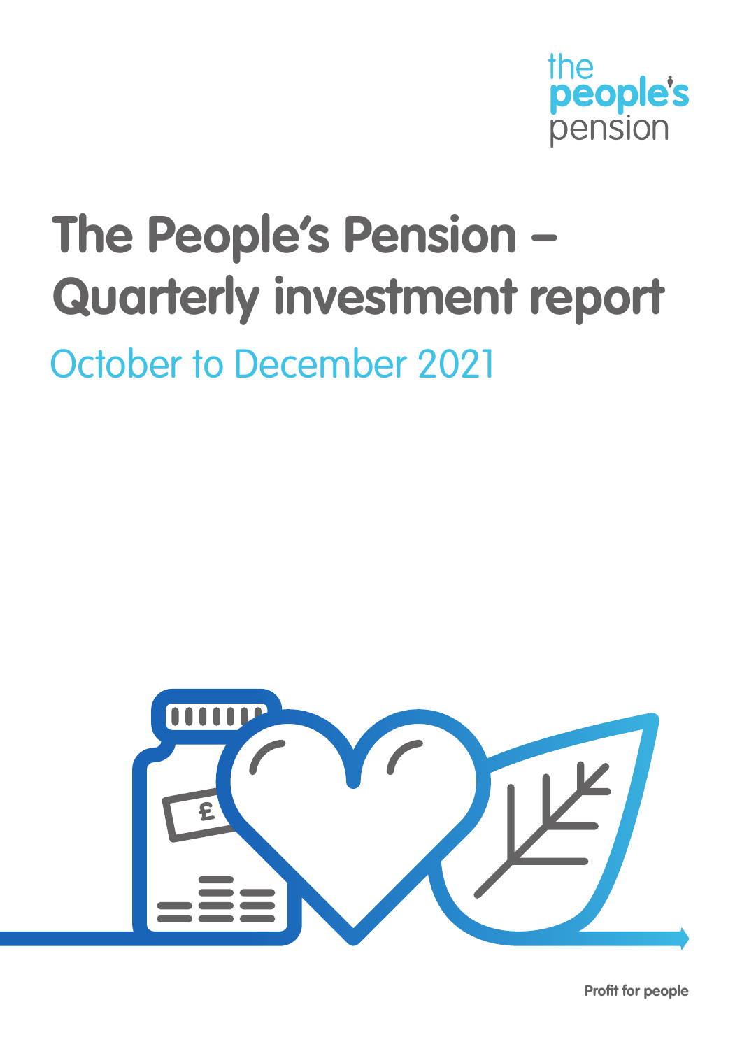the people's pension

# The People's Pension – Quarterly investment report

## October to December 2021

Profit for people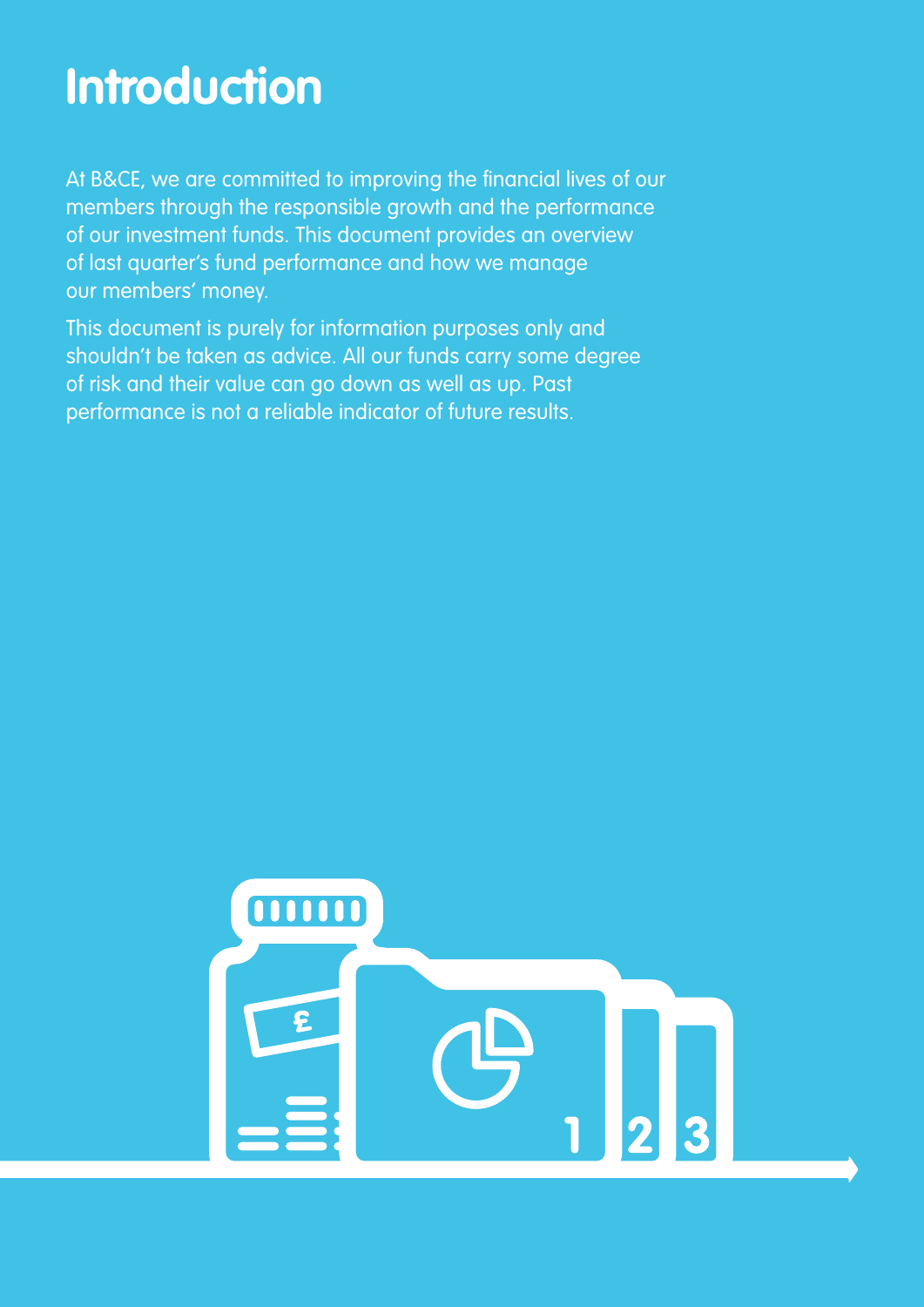# Introduction

At B&CE, we are committed to improving the financial lives of our members through the responsible growth and the performance of our investment funds. This document provides an overview of last quarter's fund performance and how we manage our members' money.

This document is purely for information purposes only and shouldn't be taken as advice. All our funds carry some degree of risk and their value can go down as well as up. Past performance is not a reliable indicator of future results.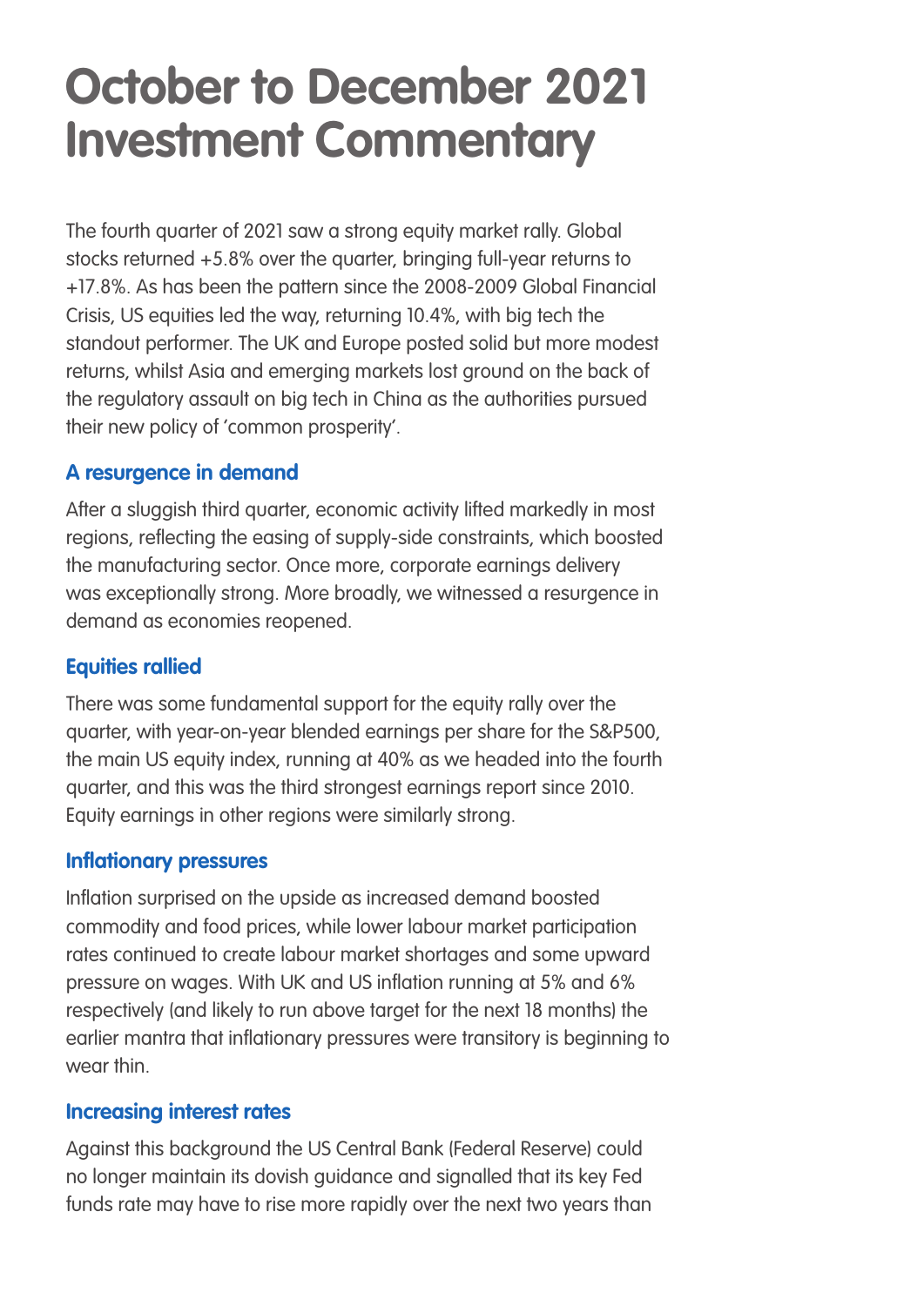# October to December 2021 Investment Commentary

The fourth quarter of 2021 saw a strong equity market rally. Global stocks returned +5.8% over the quarter, bringing full-year returns to +17.8%. As has been the pattern since the 2008-2009 Global Financial Crisis, US equities led the way, returning 10.4%, with big tech the standout performer. The UK and Europe posted solid but more modest returns, whilst Asia and emerging markets lost ground on the back of the regulatory assault on big tech in China as the authorities pursued their new policy of 'common prosperity'.

### A resurgence in demand

After a sluggish third quarter, economic activity lifted markedly in most regions, reflecting the easing of supply-side constraints, which boosted the manufacturing sector. Once more, corporate earnings delivery was exceptionally strong. More broadly, we witnessed a resurgence in demand as economies reopened.

### Equities rallied

There was some fundamental support for the equity rally over the quarter, with year-on-year blended earnings per share for the S&P500, the main US equity index, running at 40% as we headed into the fourth quarter, and this was the third strongest earnings report since 2010. Equity earnings in other regions were similarly strong.

### Inflationary pressures

Inflation surprised on the upside as increased demand boosted commodity and food prices, while lower labour market participation rates continued to create labour market shortages and some upward pressure on wages. With UK and US inflation running at 5% and 6% respectively (and likely to run above target for the next 18 months) the earlier mantra that inflationary pressures were transitory is beginning to wear thin.

### Increasing interest rates

Against this background the US Central Bank (Federal Reserve) could no longer maintain its dovish guidance and signalled that its key Fed funds rate may have to rise more rapidly over the next two years than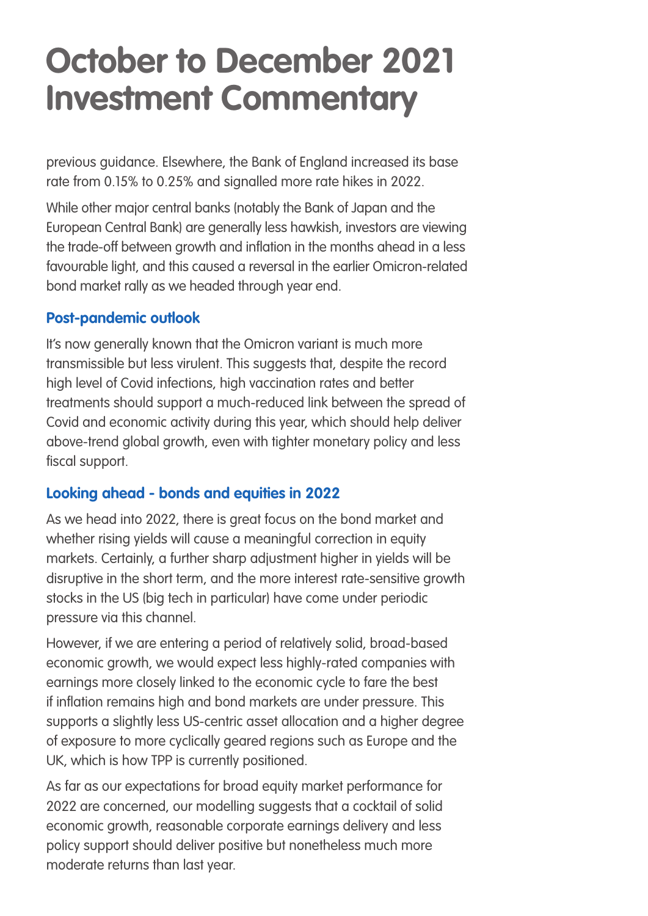# October to December 2021 Investment Commentary

previous guidance. Elsewhere, the Bank of England increased its base rate from 0.15% to 0.25% and signalled more rate hikes in 2022.

While other major central banks (notably the Bank of Japan and the European Central Bank) are generally less hawkish, investors are viewing the trade-off between growth and inflation in the months ahead in a less favourable light, and this caused a reversal in the earlier Omicron-related bond market rally as we headed through year end.

### Post-pandemic outlook

It's now generally known that the Omicron variant is much more transmissible but less virulent. This suggests that, despite the record high level of Covid infections, high vaccination rates and better treatments should support a much-reduced link between the spread of Covid and economic activity during this year, which should help deliver above-trend global growth, even with tighter monetary policy and less fiscal support.

### Looking ahead - bonds and equities in 2022

As we head into 2022, there is great focus on the bond market and whether rising yields will cause a meaningful correction in equity markets. Certainly, a further sharp adjustment higher in yields will be disruptive in the short term, and the more interest rate-sensitive growth stocks in the US (big tech in particular) have come under periodic pressure via this channel.

However, if we are entering a period of relatively solid, broad-based economic growth, we would expect less highly-rated companies with earnings more closely linked to the economic cycle to fare the best if inflation remains high and bond markets are under pressure. This supports a slightly less US-centric asset allocation and a higher degree of exposure to more cyclically geared regions such as Europe and the UK, which is how TPP is currently positioned.

As far as our expectations for broad equity market performance for 2022 are concerned, our modelling suggests that a cocktail of solid economic growth, reasonable corporate earnings delivery and less policy support should deliver positive but nonetheless much more moderate returns than last year.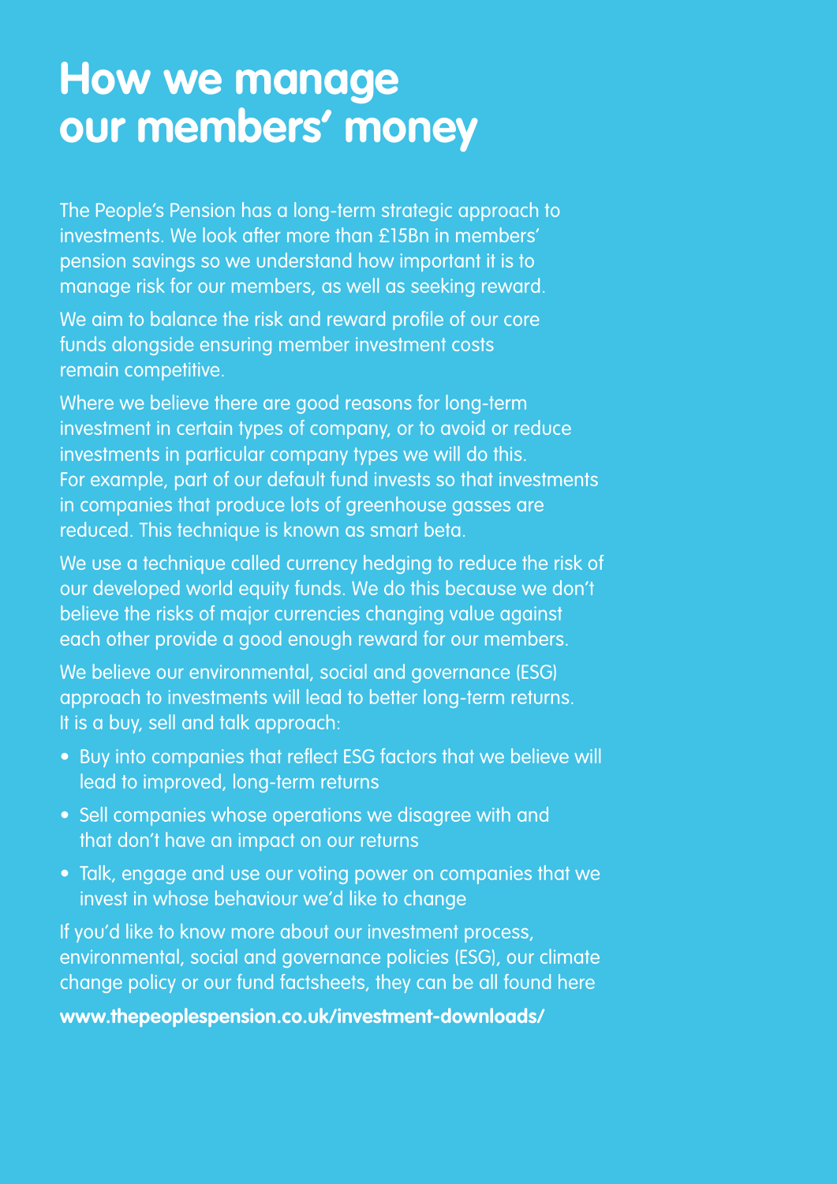# How we manage our members' money

The People's Pension has a long-term strategic approach to investments. We look after more than £15Bn in members' pension savings so we understand how important it is to manage risk for our members, as well as seeking reward.

We aim to balance the risk and reward profile of our core funds alongside ensuring member investment costs remain competitive.

Where we believe there are good reasons for long-term investment in certain types of company, or to avoid or reduce investments in particular company types we will do this. For example, part of our default fund invests so that investments in companies that produce lots of greenhouse gasses are reduced. This technique is known as smart beta.

We use a technique called currency hedging to reduce the risk of our developed world equity funds. We do this because we don't believe the risks of major currencies changing value against each other provide a good enough reward for our members.

We believe our environmental, social and governance (ESG) approach to investments will lead to better long-term returns. It is a buy, sell and talk approach:

- Buy into companies that reflect ESG factors that we believe will lead to improved, long-term returns
- Sell companies whose operations we disagree with and that don't have an impact on our returns
- Talk, engage and use our voting power on companies that we invest in whose behaviour we'd like to change

If you'd like to know more about our investment process, environmental, social and governance policies (ESG), our climate change policy or our fund factsheets, they can be all found here

**www.thepeoplespension.co.uk/investment-downloads/**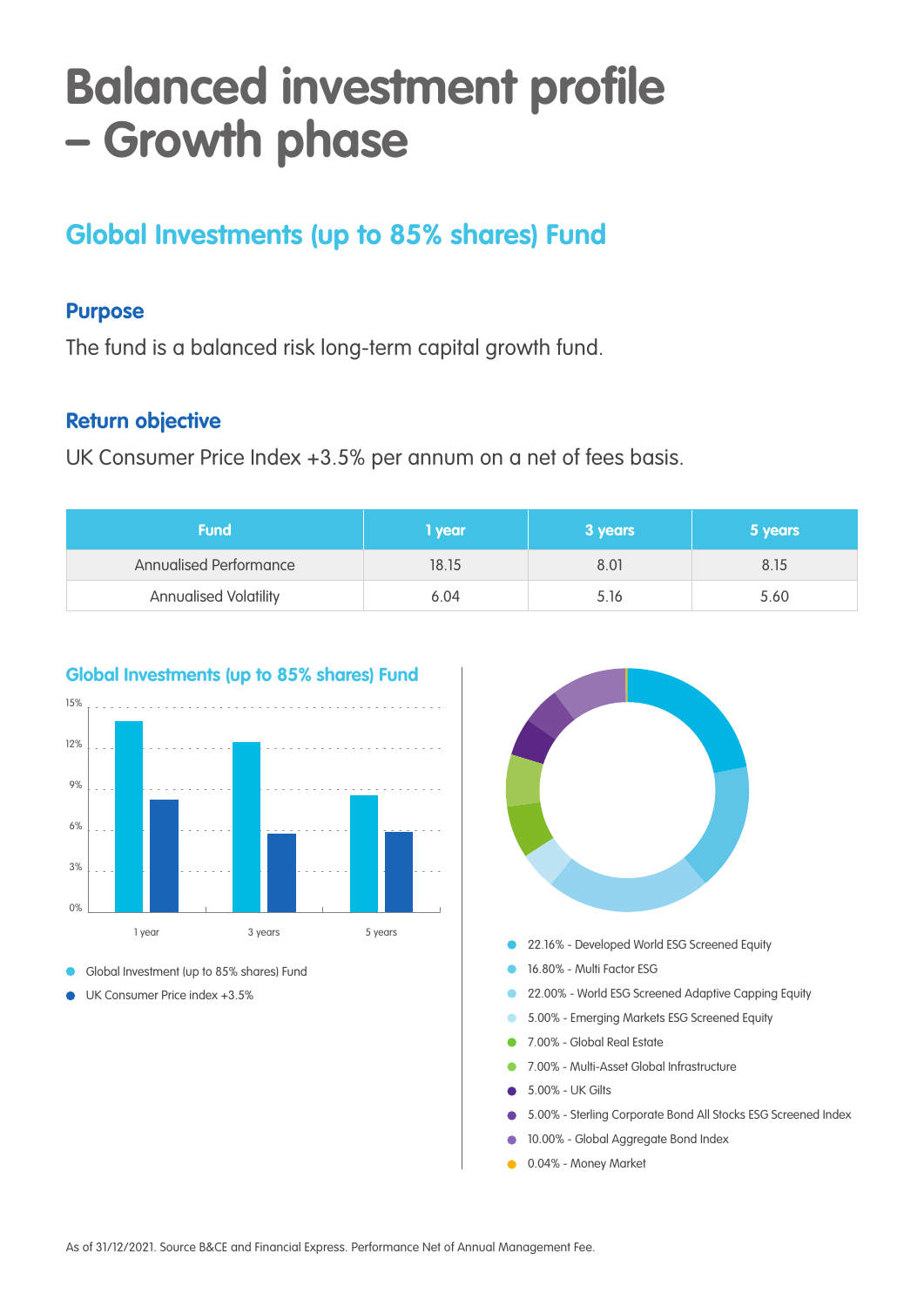# Balanced investment profile – Growth phase

## Global Investments (up to 85% shares) Fund

### Purpose

The fund is a balanced risk long-term capital growth fund.

### Return objective

UK Consumer Price Index +3.5% per annum on a net of fees basis.

| Fund | 1 year | 3 years | 5 years |
|---|---|---|---|
| Annualised Performance | 18.15 | 8.01 | 8.15 |
| Annualised Volatility | 6.04 | 5.16 | 5.60 |

### Global Investments (up to 85% shares) Fund

- Global Investment (up to 85% shares) Fund
- UK Consumer Price index +3.5%

- 22.16% - Developed World ESG Screened Equity
- 16.80% - Multi Factor ESG
- 22.00% - World ESG Screened Adaptive Capping Equity
- 5.00% - Emerging Markets ESG Screened Equity
- 7.00% - Global Real Estate
- 7.00% - Multi-Asset Global Infrastructure
- 5.00% - UK Gilts
- 5.00% - Sterling Corporate Bond All Stocks ESG Screened Index
- 10.00% - Global Aggregate Bond Index
- 0.04% - Money Market

As of 31/12/2021. Source B&CE and Financial Express. Performance Net of Annual Management Fee.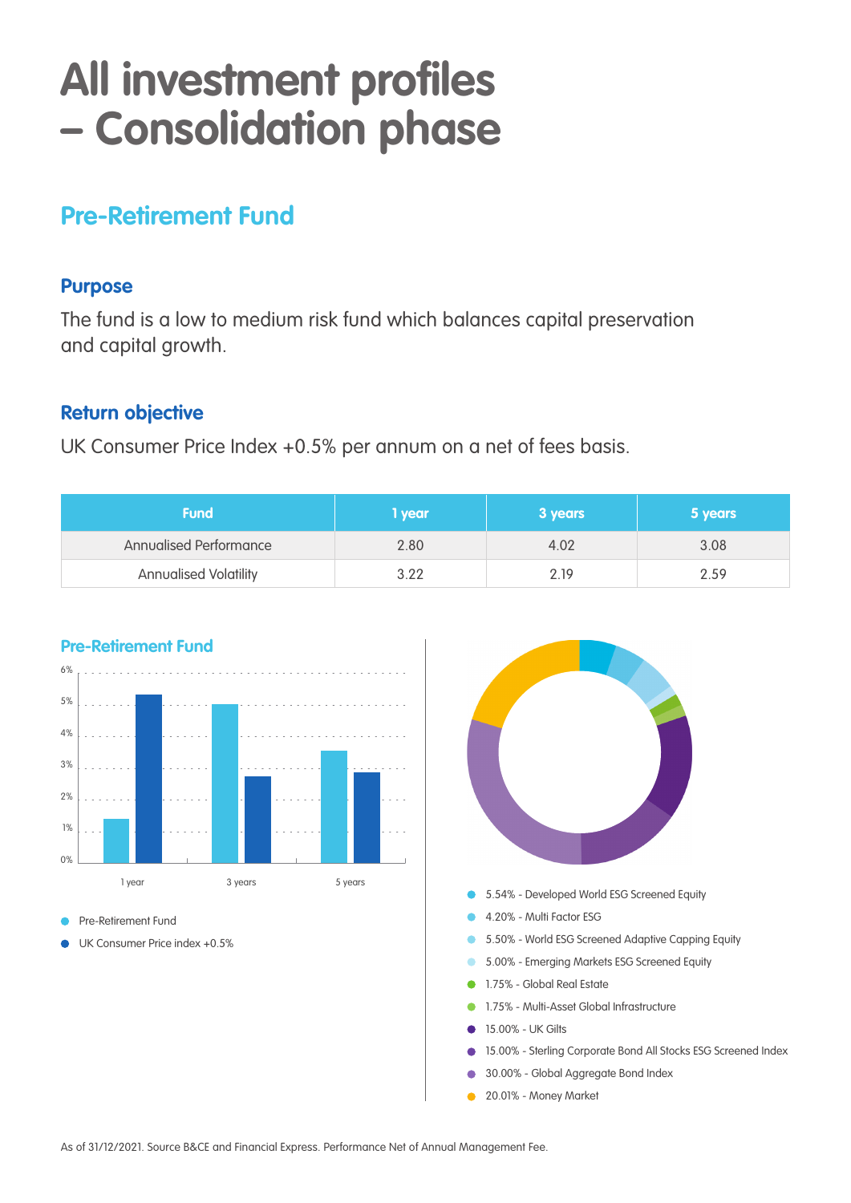# All investment profiles – Consolidation phase

## Pre-Retirement Fund

### Purpose

The fund is a low to medium risk fund which balances capital preservation and capital growth.

### Return objective

UK Consumer Price Index +0.5% per annum on a net of fees basis.

| Fund | 1 year | 3 years | 5 years |
|---|---|---|---|
| Annualised Performance | 2.80 | 4.02 | 3.08 |
| Annualised Volatility | 3.22 | 2.19 | 2.59 |

**Pre-Retirement Fund**

- Pre-Retirement Fund
- UK Consumer Price index +0.5%

- 5.54% - Developed World ESG Screened Equity
- 4.20% - Multi Factor ESG
- 5.50% - World ESG Screened Adaptive Capping Equity
- 5.00% - Emerging Markets ESG Screened Equity
- 1.75% - Global Real Estate
- 1.75% - Multi-Asset Global Infrastructure
- 15.00% - UK Gilts
- 15.00% - Sterling Corporate Bond All Stocks ESG Screened Index
- 30.00% - Global Aggregate Bond Index
- 20.01% - Money Market

As of 31/12/2021. Source B&CE and Financial Express. Performance Net of Annual Management Fee.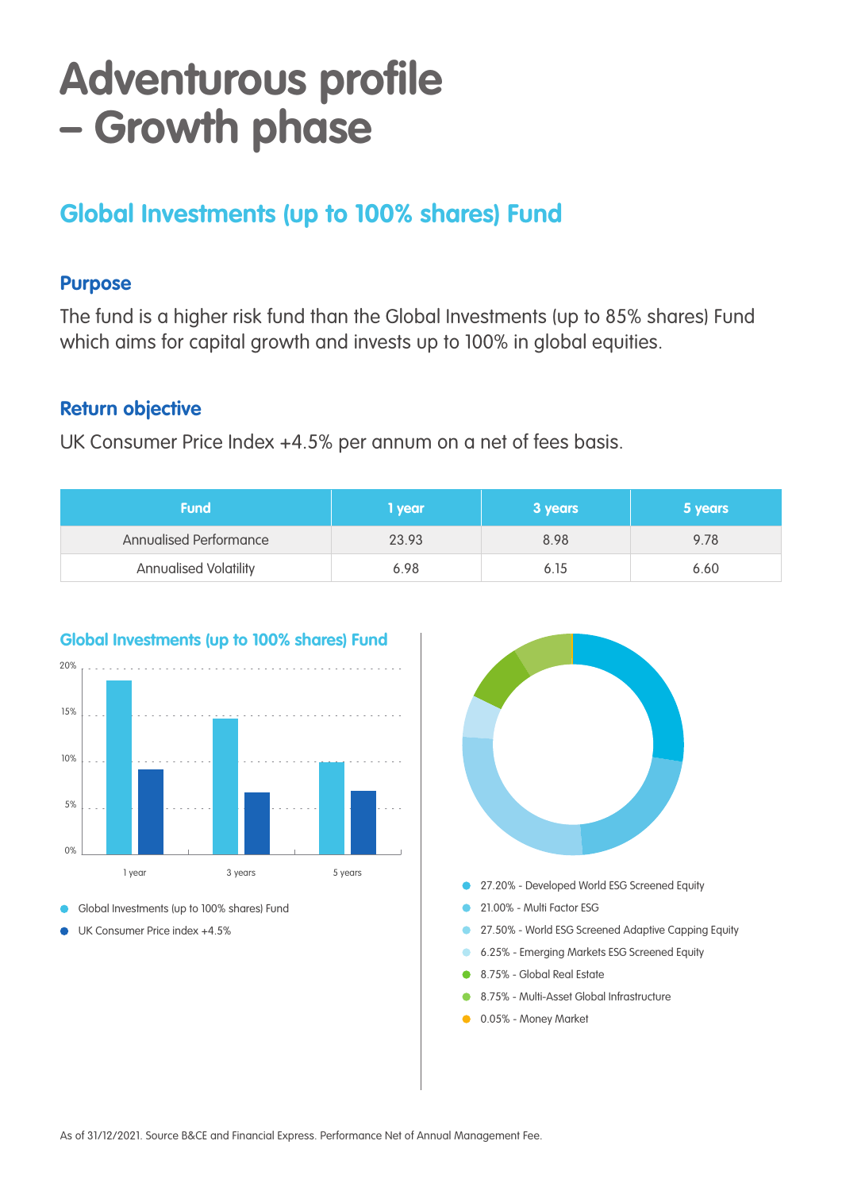# Adventurous profile – Growth phase

## Global Investments (up to 100% shares) Fund

### Purpose

The fund is a higher risk fund than the Global Investments (up to 85% shares) Fund which aims for capital growth and invests up to 100% in global equities.

### Return objective

UK Consumer Price Index +4.5% per annum on a net of fees basis.

| Fund | 1 year | 3 years | 5 years |
|---|---|---|---|
| Annualised Performance | 23.93 | 8.98 | 9.78 |
| Annualised Volatility | 6.98 | 6.15 | 6.60 |

**Global Investments (up to 100% shares) Fund**

- Global Investments (up to 100% shares) Fund
- UK Consumer Price index +4.5%

- 27.20% - Developed World ESG Screened Equity
- 21.00% - Multi Factor ESG
- 27.50% - World ESG Screened Adaptive Capping Equity
- 6.25% - Emerging Markets ESG Screened Equity
- 8.75% - Global Real Estate
- 8.75% - Multi-Asset Global Infrastructure
- 0.05% - Money Market

As of 31/12/2021. Source B&CE and Financial Express. Performance Net of Annual Management Fee.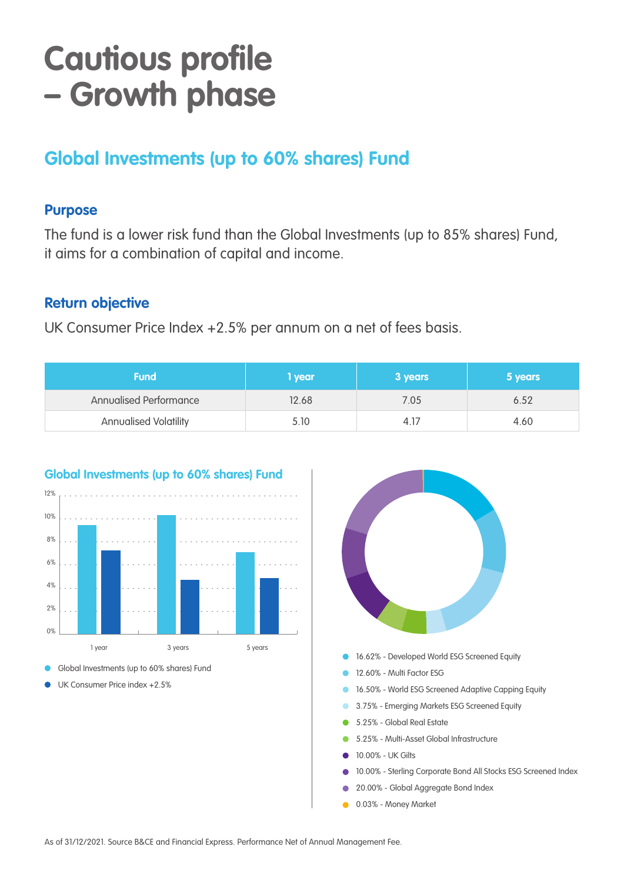# Cautious profile – Growth phase

## Global Investments (up to 60% shares) Fund

### Purpose

The fund is a lower risk fund than the Global Investments (up to 85% shares) Fund, it aims for a combination of capital and income.

### Return objective

UK Consumer Price Index +2.5% per annum on a net of fees basis.

| Fund | 1 year | 3 years | 5 years |
| --- | --- | --- | --- |
| Annualised Performance | 12.68 | 7.05 | 6.52 |
| Annualised Volatility | 5.10 | 4.17 | 4.60 |

**Global Investments (up to 60% shares) Fund**

- Global Investments (up to 60% shares) Fund
- UK Consumer Price index +2.5%

- 16.62% - Developed World ESG Screened Equity
- 12.60% - Multi Factor ESG
- 16.50% - World ESG Screened Adaptive Capping Equity
- 3.75% - Emerging Markets ESG Screened Equity
- 5.25% - Global Real Estate
- 5.25% - Multi-Asset Global Infrastructure
- 10.00% - UK Gilts
- 10.00% - Sterling Corporate Bond All Stocks ESG Screened Index
- 20.00% - Global Aggregate Bond Index
- 0.03% - Money Market

As of 31/12/2021. Source B&CE and Financial Express. Performance Net of Annual Management Fee.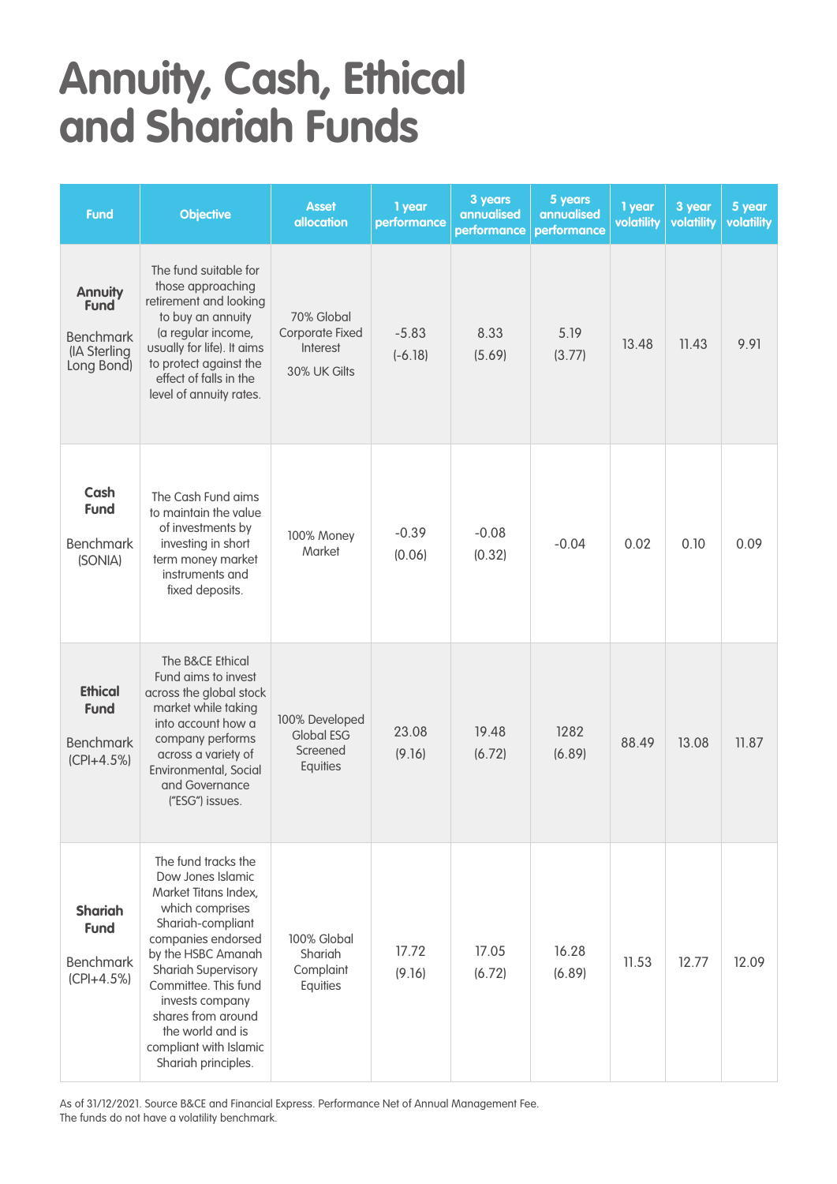# Annuity, Cash, Ethical and Shariah Funds

| Fund | Objective | Asset allocation | 1 year performance | 3 years annualised performance | 5 years annualised performance | 1 year volatility | 3 year volatility | 5 year volatility |
|---|---|---|---|---|---|---|---|---|
| **Annuity Fund**<br>Benchmark (IA Sterling Long Bond) | The fund suitable for those approaching retirement and looking to buy an annuity (a regular income, usually for life). It aims to protect against the effect of falls in the level of annuity rates. | 70% Global Corporate Fixed Interest<br>30% UK Gilts | -5.83<br>(-6.18) | 8.33<br>(5.69) | 5.19<br>(3.77) | 13.48 | 11.43 | 9.91 |
| **Cash Fund**<br>Benchmark (SONIA) | The Cash Fund aims to maintain the value of investments by investing in short term money market instruments and fixed deposits. | 100% Money Market | -0.39<br>(0.06) | -0.08<br>(0.32) | -0.04 | 0.02 | 0.10 | 0.09 |
| **Ethical Fund**<br>Benchmark (CPI+4.5%) | The B&CE Ethical Fund aims to invest across the global stock market while taking into account how a company performs across a variety of Environmental, Social and Governance ("ESG") issues. | 100% Developed Global ESG Screened Equities | 23.08<br>(9.16) | 19.48<br>(6.72) | 1282<br>(6.89) | 88.49 | 13.08 | 11.87 |
| **Shariah Fund**<br>Benchmark (CPI+4.5%) | The fund tracks the Dow Jones Islamic Market Titans Index, which comprises Shariah-compliant companies endorsed by the HSBC Amanah Shariah Supervisory Committee. This fund invests company shares from around the world and is compliant with Islamic Shariah principles. | 100% Global Shariah Complaint Equities | 17.72<br>(9.16) | 17.05<br>(6.72) | 16.28<br>(6.89) | 11.53 | 12.77 | 12.09 |

As of 31/12/2021. Source B&CE and Financial Express. Performance Net of Annual Management Fee.
The funds do not have a volatility benchmark.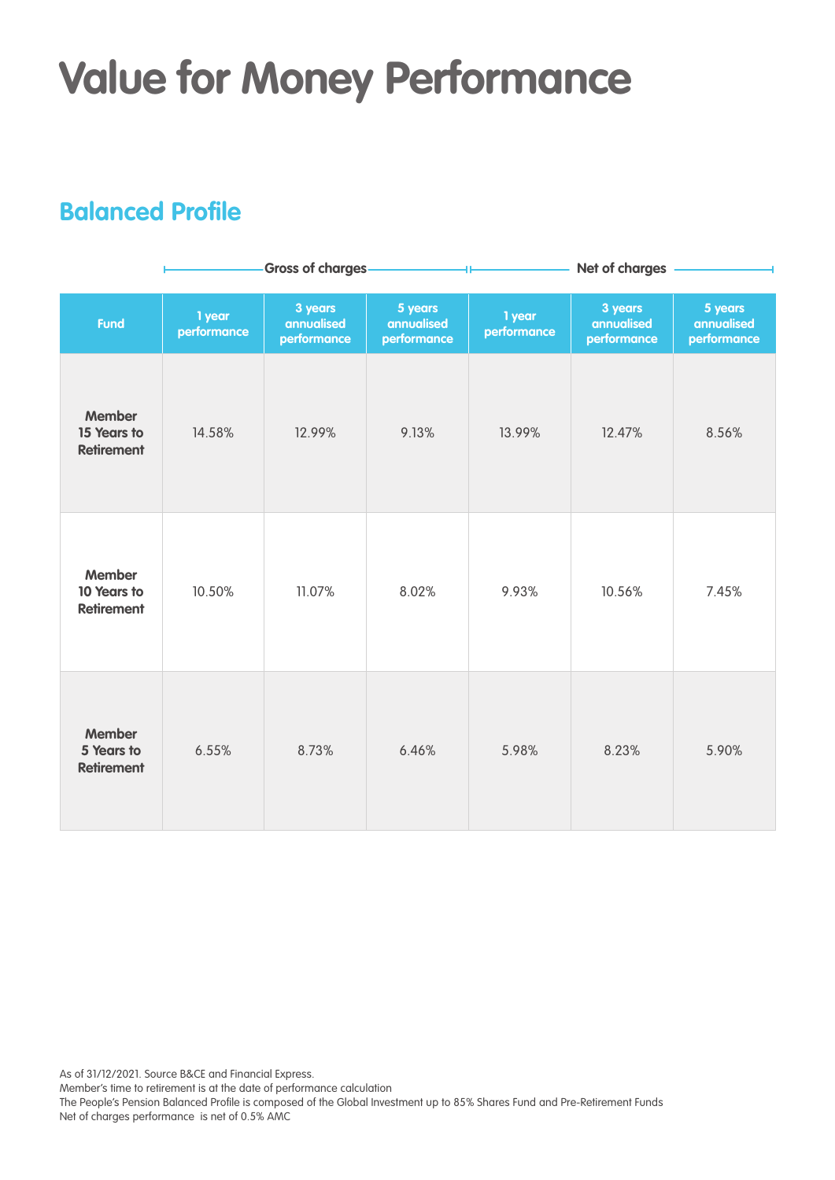# Value for Money Performance

## Balanced Profile

| | Gross of charges | | | Net of charges | | |
|---|---|---|---|---|---|---|
| **Fund** | **1 year performance** | **3 years annualised performance** | **5 years annualised performance** | **1 year performance** | **3 years annualised performance** | **5 years annualised performance** |
| **Member 15 Years to Retirement** | 14.58% | 12.99% | 9.13% | 13.99% | 12.47% | 8.56% |
| **Member 10 Years to Retirement** | 10.50% | 11.07% | 8.02% | 9.93% | 10.56% | 7.45% |
| **Member 5 Years to Retirement** | 6.55% | 8.73% | 6.46% | 5.98% | 8.23% | 5.90% |

As of 31/12/2021. Source B&CE and Financial Express.
Member's time to retirement is at the date of performance calculation
The People's Pension Balanced Profile is composed of the Global Investment up to 85% Shares Fund and Pre-Retirement Funds
Net of charges performance is net of 0.5% AMC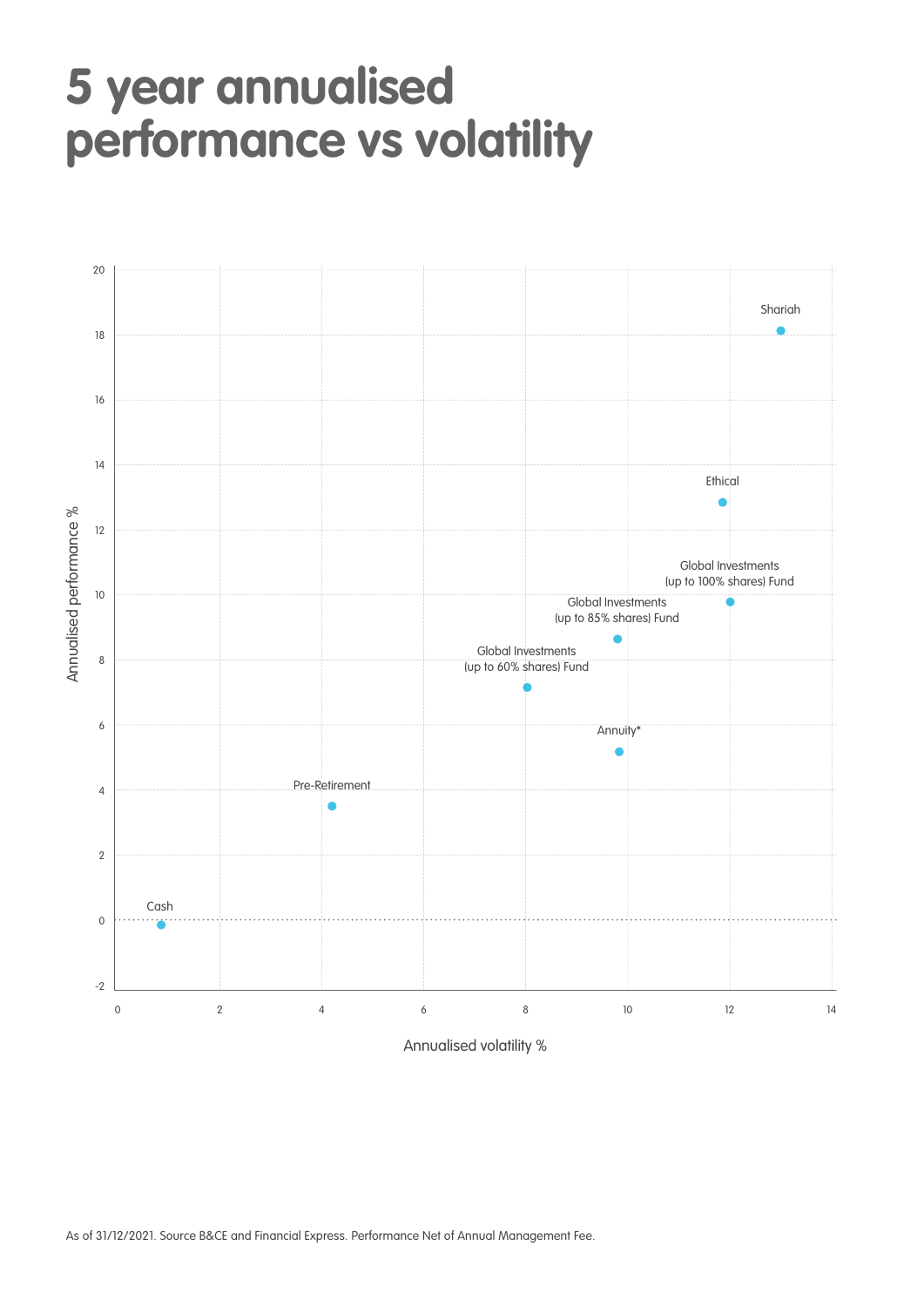# 5 year annualised performance vs volatility

As of 31/12/2021. Source B&CE and Financial Express. Performance Net of Annual Management Fee.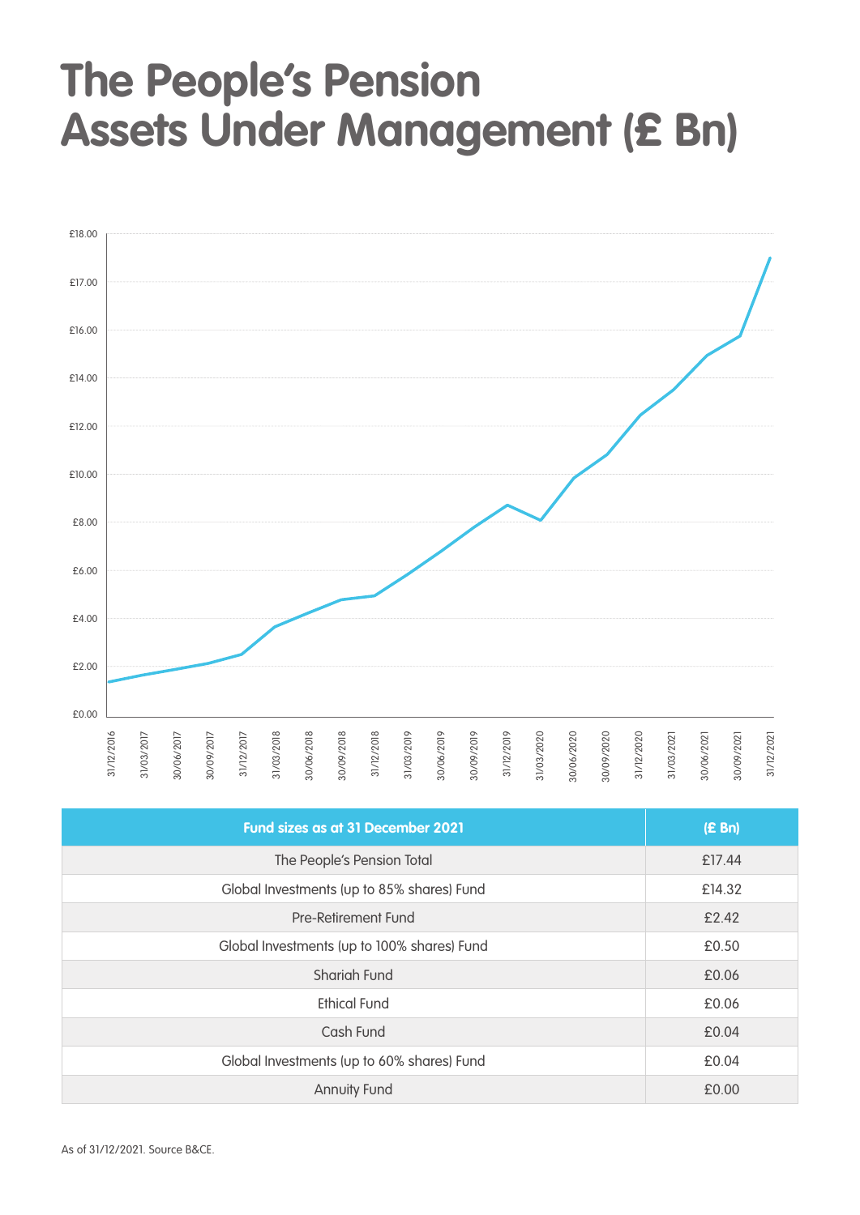# The People's Pension Assets Under Management (£ Bn)

| Fund sizes as at 31 December 2021 | (£ Bn) |
|---|---|
| The People's Pension Total | £17.44 |
| Global Investments (up to 85% shares) Fund | £14.32 |
| Pre-Retirement Fund | £2.42 |
| Global Investments (up to 100% shares) Fund | £0.50 |
| Shariah Fund | £0.06 |
| Ethical Fund | £0.06 |
| Cash Fund | £0.04 |
| Global Investments (up to 60% shares) Fund | £0.04 |
| Annuity Fund | £0.00 |

As of 31/12/2021. Source B&CE.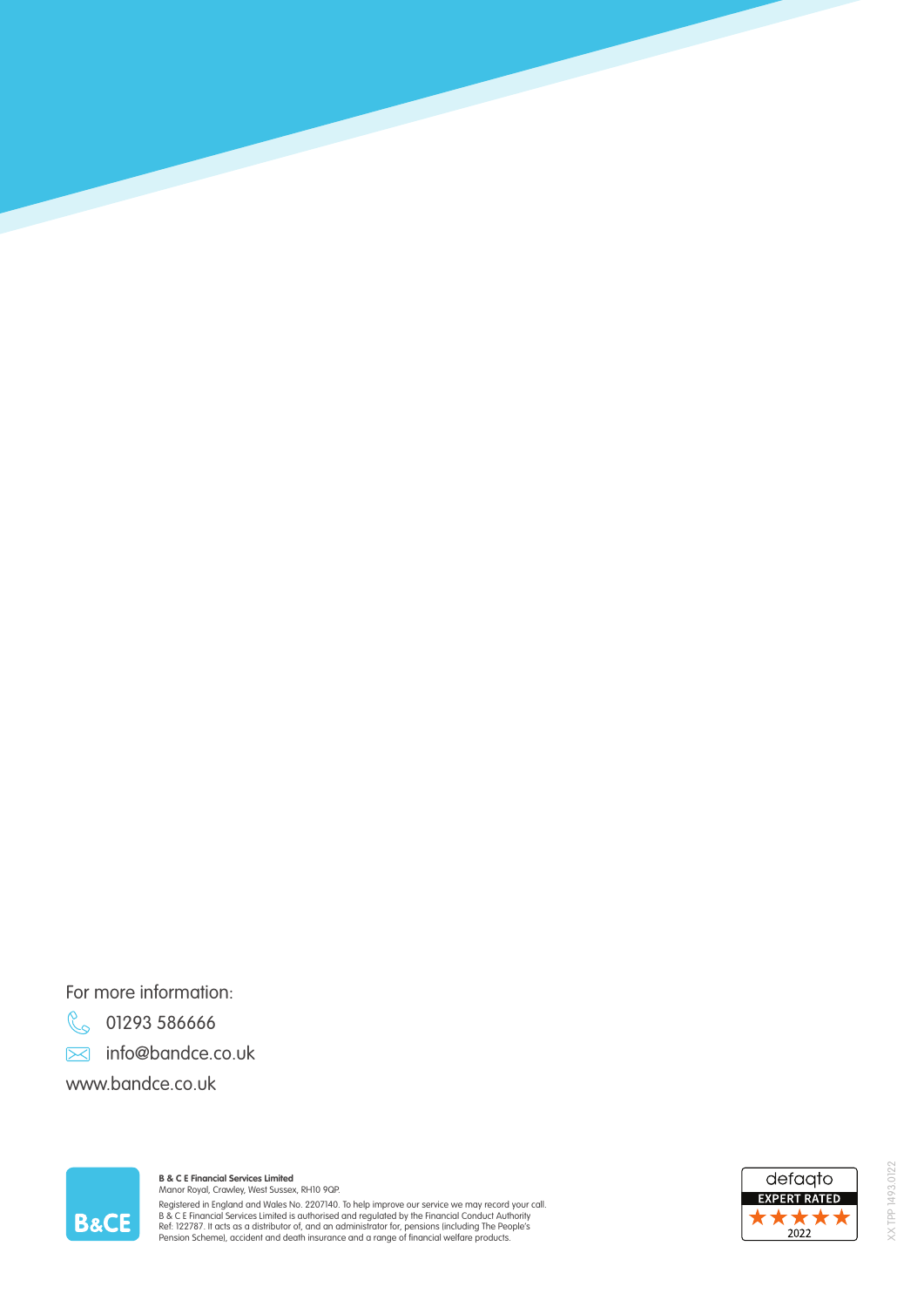For more information:

01293 586666

info@bandce.co.uk

www.bandce.co.uk

B&CE

**B & C E Financial Services Limited**
Manor Royal, Crawley, West Sussex, RH10 9QP.
Registered in England and Wales No. 2207140. To help improve our service we may record your call.
B & C E Financial Services Limited is authorised and regulated by the Financial Conduct Authority Ref: 122787. It acts as a distributor of, and an administrator for, pensions (including The People's Pension Scheme), accident and death insurance and a range of financial welfare products.

defaqto
EXPERT RATED
2022

XX TPP 1493.0122